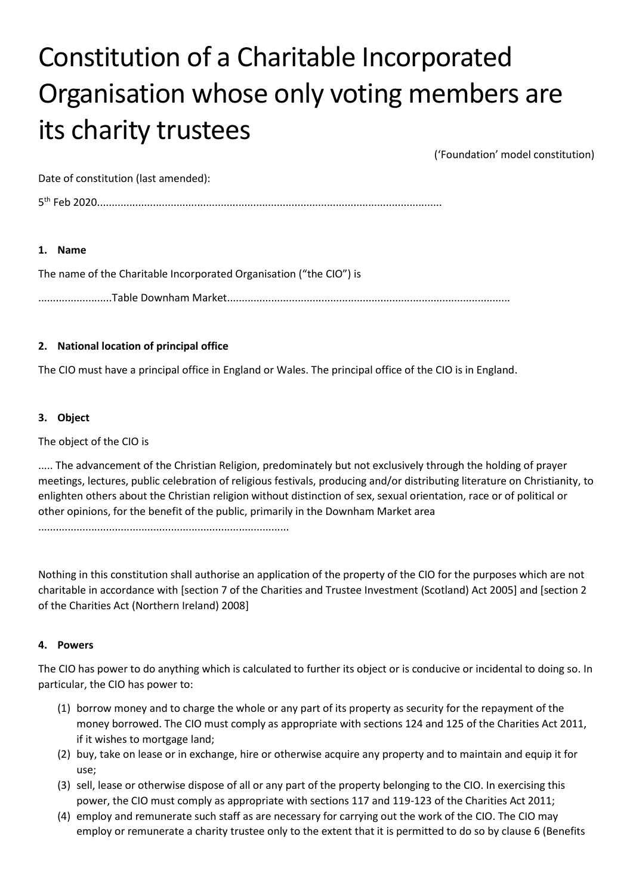# Constitution of a Charitable Incorporated Organisation whose only voting members are its charity trustees

('Foundation' model constitution)

Date of constitution (last amended):

5th Feb 2020.....................................................................................................................

**1. Name**

The name of the Charitable Incorporated Organisation ("the CIO") is

.........................Table Downham Market...............................................................................................

**2. National location of principal office**

The CIO must have a principal office in England or Wales. The principal office of the CIO is in England.

**3. Object**

The object of the CIO is

..... The advancement of the Christian Religion, predominately but not exclusively through the holding of prayer meetings, lectures, public celebration of religious festivals, producing and/or distributing literature on Christianity, to enlighten others about the Christian religion without distinction of sex, sexual orientation, race or of political or other opinions, for the benefit of the public, primarily in the Downham Market area ...................................................................................

Nothing in this constitution shall authorise an application of the property of the CIO for the purposes which are not charitable in accordance with [section 7 of the Charities and Trustee Investment (Scotland) Act 2005] and [section 2 of the Charities Act (Northern Ireland) 2008]

**4. Powers**

The CIO has power to do anything which is calculated to further its object or is conducive or incidental to doing so. In particular, the CIO has power to:

(1) borrow money and to charge the whole or any part of its property as security for the repayment of the money borrowed. The CIO must comply as appropriate with sections 124 and 125 of the Charities Act 2011, if it wishes to mortgage land;

(2) buy, take on lease or in exchange, hire or otherwise acquire any property and to maintain and equip it for use;

(3) sell, lease or otherwise dispose of all or any part of the property belonging to the CIO. In exercising this power, the CIO must comply as appropriate with sections 117 and 119-123 of the Charities Act 2011;

(4) employ and remunerate such staff as are necessary for carrying out the work of the CIO. The CIO may employ or remunerate a charity trustee only to the extent that it is permitted to do so by clause 6 (Benefits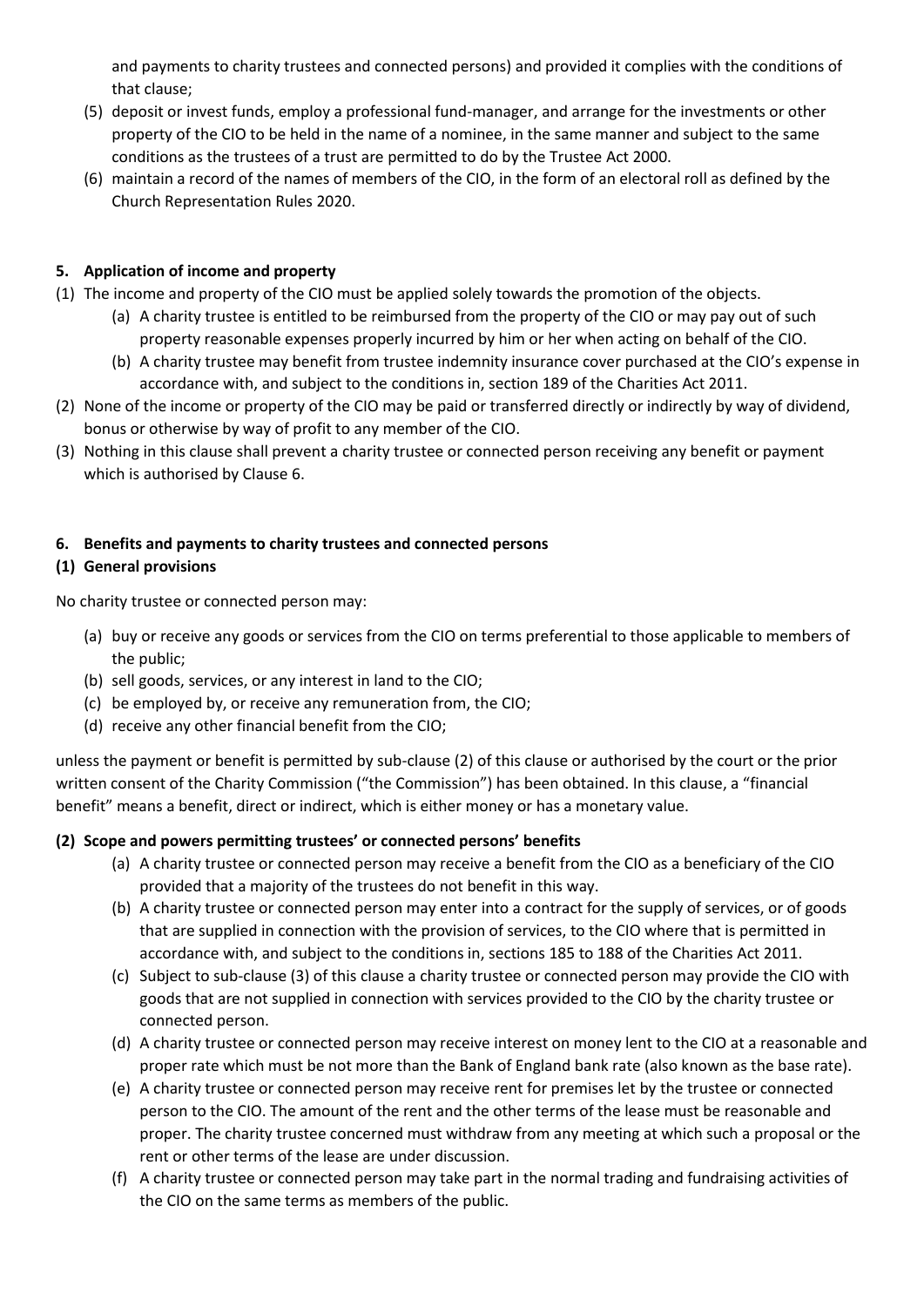and payments to charity trustees and connected persons) and provided it complies with the conditions of that clause;

(5) deposit or invest funds, employ a professional fund-manager, and arrange for the investments or other property of the CIO to be held in the name of a nominee, in the same manner and subject to the same conditions as the trustees of a trust are permitted to do by the Trustee Act 2000.

(6) maintain a record of the names of members of the CIO, in the form of an electoral roll as defined by the Church Representation Rules 2020.

## 5. Application of income and property

(1) The income and property of the CIO must be applied solely towards the promotion of the objects.

- (a) A charity trustee is entitled to be reimbursed from the property of the CIO or may pay out of such property reasonable expenses properly incurred by him or her when acting on behalf of the CIO.
- (b) A charity trustee may benefit from trustee indemnity insurance cover purchased at the CIO's expense in accordance with, and subject to the conditions in, section 189 of the Charities Act 2011.

(2) None of the income or property of the CIO may be paid or transferred directly or indirectly by way of dividend, bonus or otherwise by way of profit to any member of the CIO.

(3) Nothing in this clause shall prevent a charity trustee or connected person receiving any benefit or payment which is authorised by Clause 6.

## 6. Benefits and payments to charity trustees and connected persons

### (1) General provisions

No charity trustee or connected person may:

- (a) buy or receive any goods or services from the CIO on terms preferential to those applicable to members of the public;
- (b) sell goods, services, or any interest in land to the CIO;
- (c) be employed by, or receive any remuneration from, the CIO;
- (d) receive any other financial benefit from the CIO;

unless the payment or benefit is permitted by sub-clause (2) of this clause or authorised by the court or the prior written consent of the Charity Commission ("the Commission") has been obtained. In this clause, a "financial benefit" means a benefit, direct or indirect, which is either money or has a monetary value.

### (2) Scope and powers permitting trustees' or connected persons' benefits

- (a) A charity trustee or connected person may receive a benefit from the CIO as a beneficiary of the CIO provided that a majority of the trustees do not benefit in this way.
- (b) A charity trustee or connected person may enter into a contract for the supply of services, or of goods that are supplied in connection with the provision of services, to the CIO where that is permitted in accordance with, and subject to the conditions in, sections 185 to 188 of the Charities Act 2011.
- (c) Subject to sub-clause (3) of this clause a charity trustee or connected person may provide the CIO with goods that are not supplied in connection with services provided to the CIO by the charity trustee or connected person.
- (d) A charity trustee or connected person may receive interest on money lent to the CIO at a reasonable and proper rate which must be not more than the Bank of England bank rate (also known as the base rate).
- (e) A charity trustee or connected person may receive rent for premises let by the trustee or connected person to the CIO. The amount of the rent and the other terms of the lease must be reasonable and proper. The charity trustee concerned must withdraw from any meeting at which such a proposal or the rent or other terms of the lease are under discussion.
- (f) A charity trustee or connected person may take part in the normal trading and fundraising activities of the CIO on the same terms as members of the public.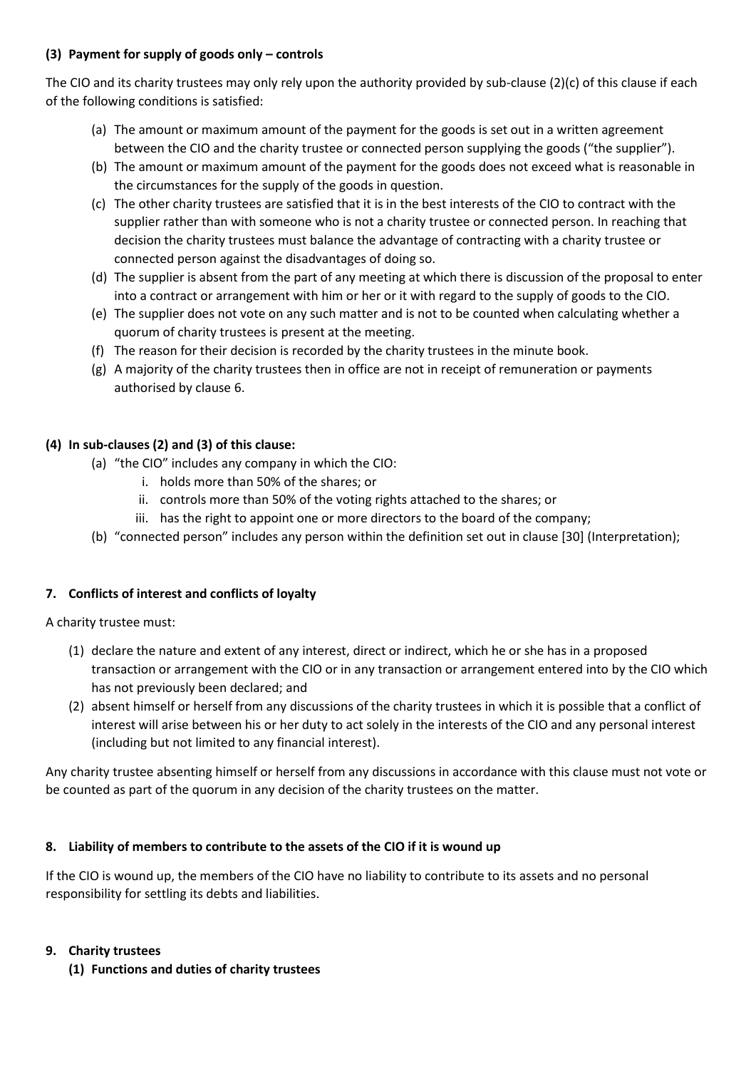**(3) Payment for supply of goods only – controls**

The CIO and its charity trustees may only rely upon the authority provided by sub-clause (2)(c) of this clause if each of the following conditions is satisfied:

(a) The amount or maximum amount of the payment for the goods is set out in a written agreement between the CIO and the charity trustee or connected person supplying the goods ("the supplier").

(b) The amount or maximum amount of the payment for the goods does not exceed what is reasonable in the circumstances for the supply of the goods in question.

(c) The other charity trustees are satisfied that it is in the best interests of the CIO to contract with the supplier rather than with someone who is not a charity trustee or connected person. In reaching that decision the charity trustees must balance the advantage of contracting with a charity trustee or connected person against the disadvantages of doing so.

(d) The supplier is absent from the part of any meeting at which there is discussion of the proposal to enter into a contract or arrangement with him or her or it with regard to the supply of goods to the CIO.

(e) The supplier does not vote on any such matter and is not to be counted when calculating whether a quorum of charity trustees is present at the meeting.

(f) The reason for their decision is recorded by the charity trustees in the minute book.

(g) A majority of the charity trustees then in office are not in receipt of remuneration or payments authorised by clause 6.

**(4) In sub-clauses (2) and (3) of this clause:**

(a) "the CIO" includes any company in which the CIO:
   i. holds more than 50% of the shares; or
   ii. controls more than 50% of the voting rights attached to the shares; or
   iii. has the right to appoint one or more directors to the board of the company;

(b) "connected person" includes any person within the definition set out in clause [30] (Interpretation);

**7. Conflicts of interest and conflicts of loyalty**

A charity trustee must:

(1) declare the nature and extent of any interest, direct or indirect, which he or she has in a proposed transaction or arrangement with the CIO or in any transaction or arrangement entered into by the CIO which has not previously been declared; and

(2) absent himself or herself from any discussions of the charity trustees in which it is possible that a conflict of interest will arise between his or her duty to act solely in the interests of the CIO and any personal interest (including but not limited to any financial interest).

Any charity trustee absenting himself or herself from any discussions in accordance with this clause must not vote or be counted as part of the quorum in any decision of the charity trustees on the matter.

**8. Liability of members to contribute to the assets of the CIO if it is wound up**

If the CIO is wound up, the members of the CIO have no liability to contribute to its assets and no personal responsibility for settling its debts and liabilities.

**9. Charity trustees**

**(1) Functions and duties of charity trustees**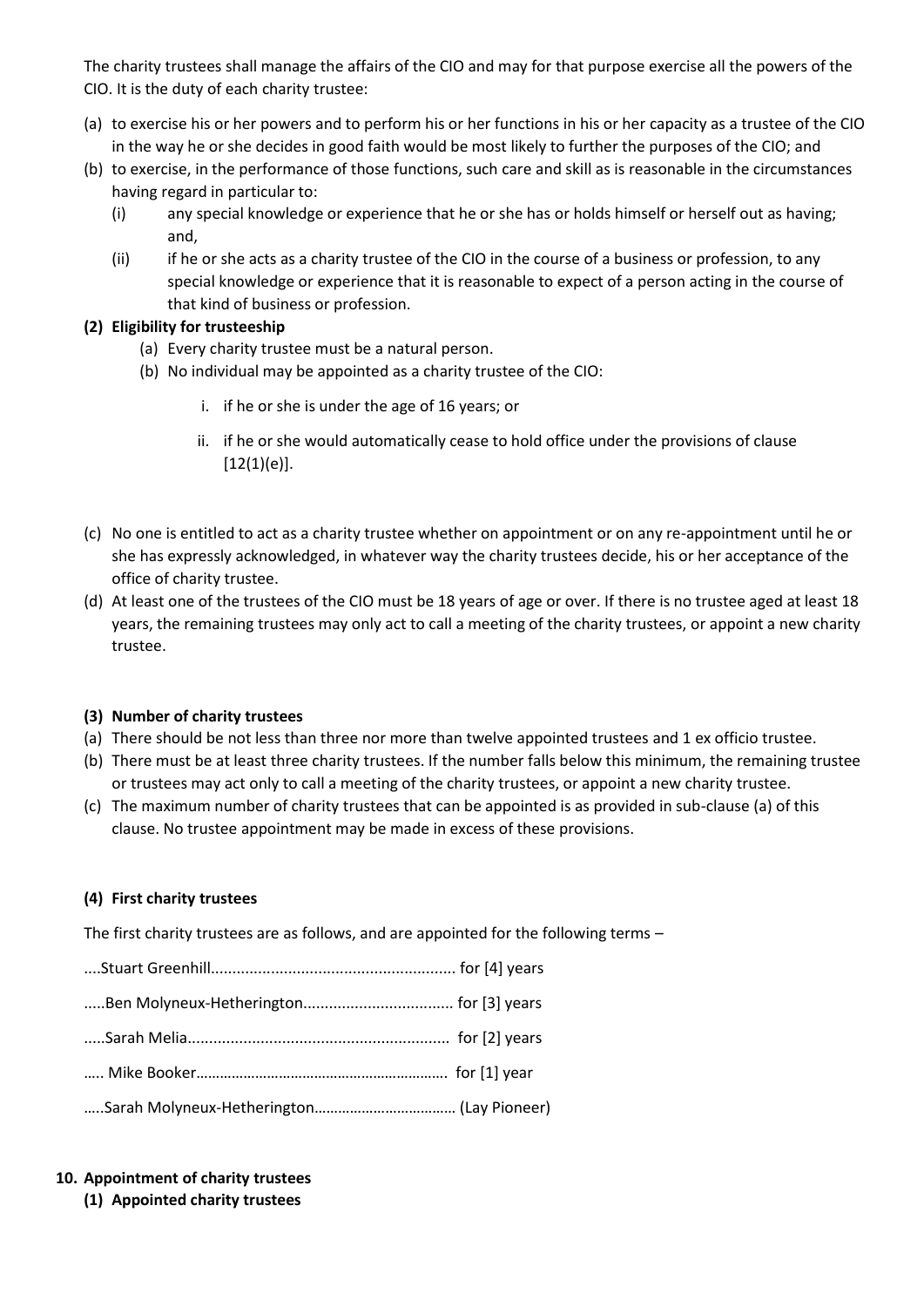The charity trustees shall manage the affairs of the CIO and may for that purpose exercise all the powers of the CIO. It is the duty of each charity trustee:

(a) to exercise his or her powers and to perform his or her functions in his or her capacity as a trustee of the CIO in the way he or she decides in good faith would be most likely to further the purposes of the CIO; and

(b) to exercise, in the performance of those functions, such care and skill as is reasonable in the circumstances having regard in particular to:

   (i) any special knowledge or experience that he or she has or holds himself or herself out as having; and,

   (ii) if he or she acts as a charity trustee of the CIO in the course of a business or profession, to any special knowledge or experience that it is reasonable to expect of a person acting in the course of that kind of business or profession.

**(2) Eligibility for trusteeship**

(a) Every charity trustee must be a natural person.

(b) No individual may be appointed as a charity trustee of the CIO:

   i. if he or she is under the age of 16 years; or

   ii. if he or she would automatically cease to hold office under the provisions of clause [12(1)(e)].

(c) No one is entitled to act as a charity trustee whether on appointment or on any re-appointment until he or she has expressly acknowledged, in whatever way the charity trustees decide, his or her acceptance of the office of charity trustee.

(d) At least one of the trustees of the CIO must be 18 years of age or over. If there is no trustee aged at least 18 years, the remaining trustees may only act to call a meeting of the charity trustees, or appoint a new charity trustee.

**(3) Number of charity trustees**

(a) There should be not less than three nor more than twelve appointed trustees and 1 ex officio trustee.

(b) There must be at least three charity trustees. If the number falls below this minimum, the remaining trustee or trustees may act only to call a meeting of the charity trustees, or appoint a new charity trustee.

(c) The maximum number of charity trustees that can be appointed is as provided in sub-clause (a) of this clause. No trustee appointment may be made in excess of these provisions.

**(4) First charity trustees**

The first charity trustees are as follows, and are appointed for the following terms –

....Stuart Greenhill......................................................... for [4] years

.....Ben Molyneux-Hetherington................................... for [3] years

.....Sarah Melia............................................................ for [2] years

….. Mike Booker……………………………………………………. for [1] year

…..Sarah Molyneux-Hetherington……………………………… (Lay Pioneer)

**10. Appointment of charity trustees**

**(1) Appointed charity trustees**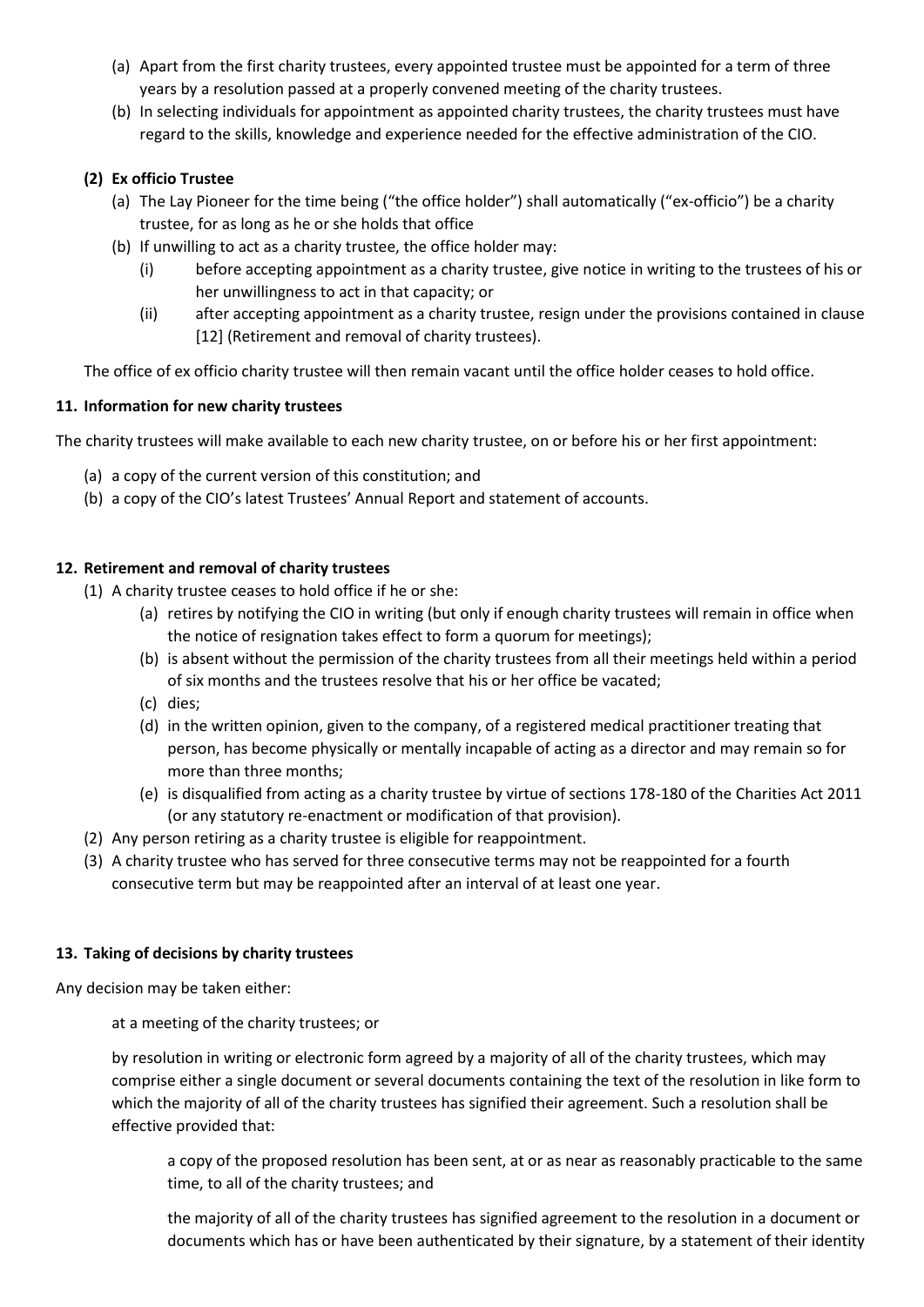(a) Apart from the first charity trustees, every appointed trustee must be appointed for a term of three years by a resolution passed at a properly convened meeting of the charity trustees.

(b) In selecting individuals for appointment as appointed charity trustees, the charity trustees must have regard to the skills, knowledge and experience needed for the effective administration of the CIO.

**(2) Ex officio Trustee**

(a) The Lay Pioneer for the time being ("the office holder") shall automatically ("ex-officio") be a charity trustee, for as long as he or she holds that office

(b) If unwilling to act as a charity trustee, the office holder may:

(i) before accepting appointment as a charity trustee, give notice in writing to the trustees of his or her unwillingness to act in that capacity; or

(ii) after accepting appointment as a charity trustee, resign under the provisions contained in clause [12] (Retirement and removal of charity trustees).

The office of ex officio charity trustee will then remain vacant until the office holder ceases to hold office.

### 11. Information for new charity trustees

The charity trustees will make available to each new charity trustee, on or before his or her first appointment:

(a) a copy of the current version of this constitution; and

(b) a copy of the CIO's latest Trustees' Annual Report and statement of accounts.

### 12. Retirement and removal of charity trustees

(1) A charity trustee ceases to hold office if he or she:

(a) retires by notifying the CIO in writing (but only if enough charity trustees will remain in office when the notice of resignation takes effect to form a quorum for meetings);

(b) is absent without the permission of the charity trustees from all their meetings held within a period of six months and the trustees resolve that his or her office be vacated;

(c) dies;

(d) in the written opinion, given to the company, of a registered medical practitioner treating that person, has become physically or mentally incapable of acting as a director and may remain so for more than three months;

(e) is disqualified from acting as a charity trustee by virtue of sections 178-180 of the Charities Act 2011 (or any statutory re-enactment or modification of that provision).

(2) Any person retiring as a charity trustee is eligible for reappointment.

(3) A charity trustee who has served for three consecutive terms may not be reappointed for a fourth consecutive term but may be reappointed after an interval of at least one year.

### 13. Taking of decisions by charity trustees

Any decision may be taken either:

at a meeting of the charity trustees; or

by resolution in writing or electronic form agreed by a majority of all of the charity trustees, which may comprise either a single document or several documents containing the text of the resolution in like form to which the majority of all of the charity trustees has signified their agreement. Such a resolution shall be effective provided that:

a copy of the proposed resolution has been sent, at or as near as reasonably practicable to the same time, to all of the charity trustees; and

the majority of all of the charity trustees has signified agreement to the resolution in a document or documents which has or have been authenticated by their signature, by a statement of their identity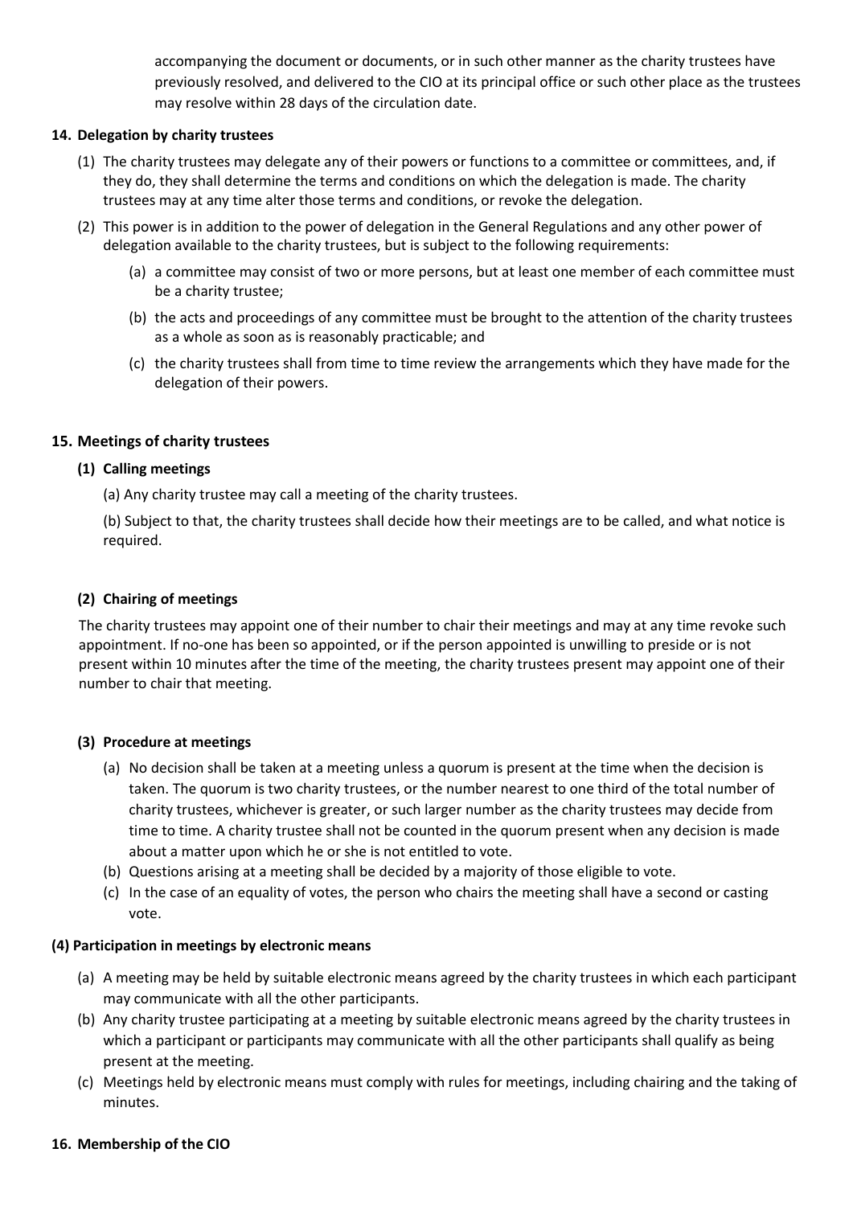accompanying the document or documents, or in such other manner as the charity trustees have previously resolved, and delivered to the CIO at its principal office or such other place as the trustees may resolve within 28 days of the circulation date.

**14. Delegation by charity trustees**

(1) The charity trustees may delegate any of their powers or functions to a committee or committees, and, if they do, they shall determine the terms and conditions on which the delegation is made. The charity trustees may at any time alter those terms and conditions, or revoke the delegation.

(2) This power is in addition to the power of delegation in the General Regulations and any other power of delegation available to the charity trustees, but is subject to the following requirements:

(a) a committee may consist of two or more persons, but at least one member of each committee must be a charity trustee;

(b) the acts and proceedings of any committee must be brought to the attention of the charity trustees as a whole as soon as is reasonably practicable; and

(c) the charity trustees shall from time to time review the arrangements which they have made for the delegation of their powers.

**15. Meetings of charity trustees**

**(1) Calling meetings**

(a) Any charity trustee may call a meeting of the charity trustees.

(b) Subject to that, the charity trustees shall decide how their meetings are to be called, and what notice is required.

**(2) Chairing of meetings**

The charity trustees may appoint one of their number to chair their meetings and may at any time revoke such appointment. If no-one has been so appointed, or if the person appointed is unwilling to preside or is not present within 10 minutes after the time of the meeting, the charity trustees present may appoint one of their number to chair that meeting.

**(3) Procedure at meetings**

(a) No decision shall be taken at a meeting unless a quorum is present at the time when the decision is taken. The quorum is two charity trustees, or the number nearest to one third of the total number of charity trustees, whichever is greater, or such larger number as the charity trustees may decide from time to time. A charity trustee shall not be counted in the quorum present when any decision is made about a matter upon which he or she is not entitled to vote.

(b) Questions arising at a meeting shall be decided by a majority of those eligible to vote.

(c) In the case of an equality of votes, the person who chairs the meeting shall have a second or casting vote.

**(4) Participation in meetings by electronic means**

(a) A meeting may be held by suitable electronic means agreed by the charity trustees in which each participant may communicate with all the other participants.

(b) Any charity trustee participating at a meeting by suitable electronic means agreed by the charity trustees in which a participant or participants may communicate with all the other participants shall qualify as being present at the meeting.

(c) Meetings held by electronic means must comply with rules for meetings, including chairing and the taking of minutes.

**16. Membership of the CIO**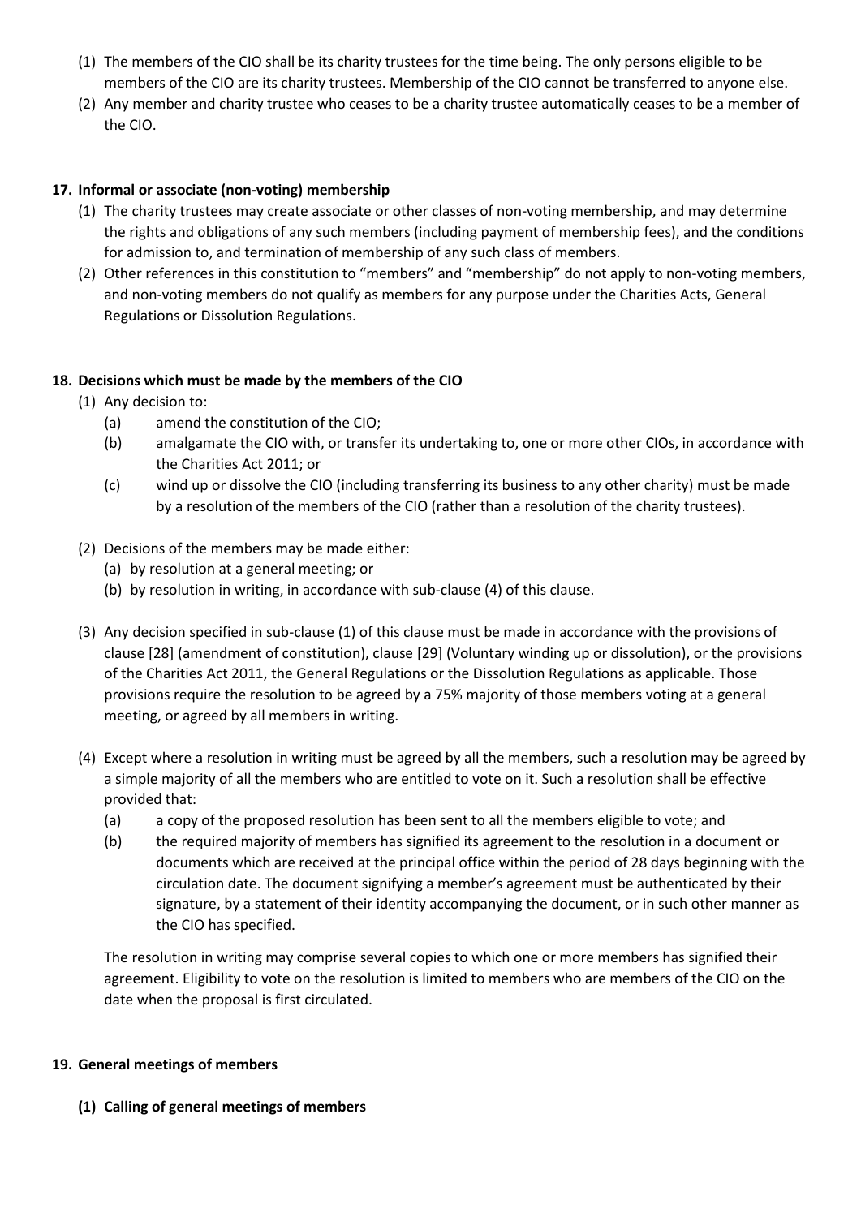(1) The members of the CIO shall be its charity trustees for the time being. The only persons eligible to be members of the CIO are its charity trustees. Membership of the CIO cannot be transferred to anyone else.

(2) Any member and charity trustee who ceases to be a charity trustee automatically ceases to be a member of the CIO.

**17. Informal or associate (non-voting) membership**

(1) The charity trustees may create associate or other classes of non-voting membership, and may determine the rights and obligations of any such members (including payment of membership fees), and the conditions for admission to, and termination of membership of any such class of members.

(2) Other references in this constitution to "members" and "membership" do not apply to non-voting members, and non-voting members do not qualify as members for any purpose under the Charities Acts, General Regulations or Dissolution Regulations.

**18. Decisions which must be made by the members of the CIO**

(1) Any decision to:

- (a) amend the constitution of the CIO;
- (b) amalgamate the CIO with, or transfer its undertaking to, one or more other CIOs, in accordance with the Charities Act 2011; or
- (c) wind up or dissolve the CIO (including transferring its business to any other charity) must be made by a resolution of the members of the CIO (rather than a resolution of the charity trustees).

(2) Decisions of the members may be made either:

- (a) by resolution at a general meeting; or
- (b) by resolution in writing, in accordance with sub-clause (4) of this clause.

(3) Any decision specified in sub-clause (1) of this clause must be made in accordance with the provisions of clause [28] (amendment of constitution), clause [29] (Voluntary winding up or dissolution), or the provisions of the Charities Act 2011, the General Regulations or the Dissolution Regulations as applicable. Those provisions require the resolution to be agreed by a 75% majority of those members voting at a general meeting, or agreed by all members in writing.

(4) Except where a resolution in writing must be agreed by all the members, such a resolution may be agreed by a simple majority of all the members who are entitled to vote on it. Such a resolution shall be effective provided that:

- (a) a copy of the proposed resolution has been sent to all the members eligible to vote; and
- (b) the required majority of members has signified its agreement to the resolution in a document or documents which are received at the principal office within the period of 28 days beginning with the circulation date. The document signifying a member's agreement must be authenticated by their signature, by a statement of their identity accompanying the document, or in such other manner as the CIO has specified.

The resolution in writing may comprise several copies to which one or more members has signified their agreement. Eligibility to vote on the resolution is limited to members who are members of the CIO on the date when the proposal is first circulated.

**19. General meetings of members**

**(1) Calling of general meetings of members**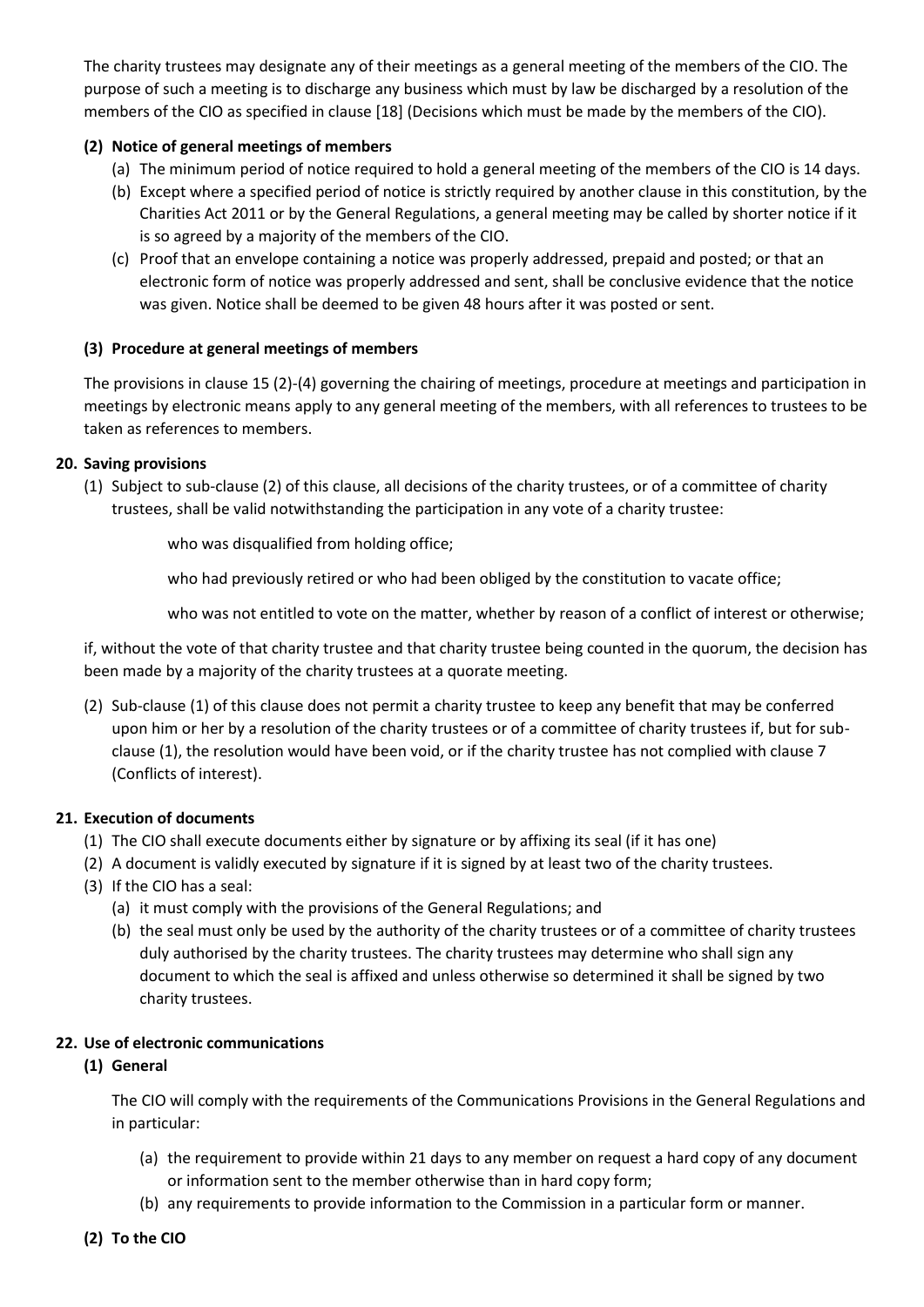The charity trustees may designate any of their meetings as a general meeting of the members of the CIO. The purpose of such a meeting is to discharge any business which must by law be discharged by a resolution of the members of the CIO as specified in clause [18] (Decisions which must be made by the members of the CIO).

**(2) Notice of general meetings of members**

(a) The minimum period of notice required to hold a general meeting of the members of the CIO is 14 days.

(b) Except where a specified period of notice is strictly required by another clause in this constitution, by the Charities Act 2011 or by the General Regulations, a general meeting may be called by shorter notice if it is so agreed by a majority of the members of the CIO.

(c) Proof that an envelope containing a notice was properly addressed, prepaid and posted; or that an electronic form of notice was properly addressed and sent, shall be conclusive evidence that the notice was given. Notice shall be deemed to be given 48 hours after it was posted or sent.

**(3) Procedure at general meetings of members**

The provisions in clause 15 (2)-(4) governing the chairing of meetings, procedure at meetings and participation in meetings by electronic means apply to any general meeting of the members, with all references to trustees to be taken as references to members.

**20. Saving provisions**

(1) Subject to sub-clause (2) of this clause, all decisions of the charity trustees, or of a committee of charity trustees, shall be valid notwithstanding the participation in any vote of a charity trustee:

who was disqualified from holding office;

who had previously retired or who had been obliged by the constitution to vacate office;

who was not entitled to vote on the matter, whether by reason of a conflict of interest or otherwise;

if, without the vote of that charity trustee and that charity trustee being counted in the quorum, the decision has been made by a majority of the charity trustees at a quorate meeting.

(2) Sub-clause (1) of this clause does not permit a charity trustee to keep any benefit that may be conferred upon him or her by a resolution of the charity trustees or of a committee of charity trustees if, but for sub-clause (1), the resolution would have been void, or if the charity trustee has not complied with clause 7 (Conflicts of interest).

**21. Execution of documents**

(1) The CIO shall execute documents either by signature or by affixing its seal (if it has one)

(2) A document is validly executed by signature if it is signed by at least two of the charity trustees.

(3) If the CIO has a seal:

(a) it must comply with the provisions of the General Regulations; and

(b) the seal must only be used by the authority of the charity trustees or of a committee of charity trustees duly authorised by the charity trustees. The charity trustees may determine who shall sign any document to which the seal is affixed and unless otherwise so determined it shall be signed by two charity trustees.

**22. Use of electronic communications**

**(1) General**

The CIO will comply with the requirements of the Communications Provisions in the General Regulations and in particular:

(a) the requirement to provide within 21 days to any member on request a hard copy of any document or information sent to the member otherwise than in hard copy form;

(b) any requirements to provide information to the Commission in a particular form or manner.

**(2) To the CIO**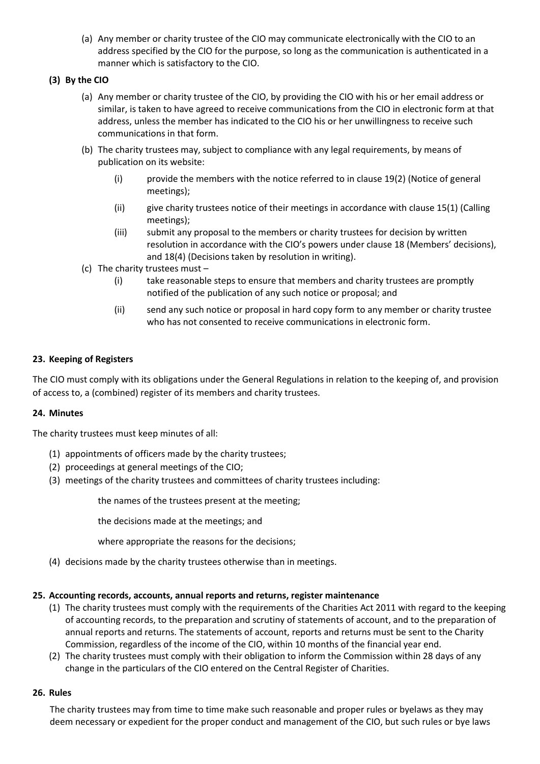(a) Any member or charity trustee of the CIO may communicate electronically with the CIO to an address specified by the CIO for the purpose, so long as the communication is authenticated in a manner which is satisfactory to the CIO.

**(3) By the CIO**

(a) Any member or charity trustee of the CIO, by providing the CIO with his or her email address or similar, is taken to have agreed to receive communications from the CIO in electronic form at that address, unless the member has indicated to the CIO his or her unwillingness to receive such communications in that form.

(b) The charity trustees may, subject to compliance with any legal requirements, by means of publication on its website:

- (i) provide the members with the notice referred to in clause 19(2) (Notice of general meetings);
- (ii) give charity trustees notice of their meetings in accordance with clause 15(1) (Calling meetings);
- (iii) submit any proposal to the members or charity trustees for decision by written resolution in accordance with the CIO's powers under clause 18 (Members' decisions), and 18(4) (Decisions taken by resolution in writing).

(c) The charity trustees must –

- (i) take reasonable steps to ensure that members and charity trustees are promptly notified of the publication of any such notice or proposal; and
- (ii) send any such notice or proposal in hard copy form to any member or charity trustee who has not consented to receive communications in electronic form.

**23. Keeping of Registers**

The CIO must comply with its obligations under the General Regulations in relation to the keeping of, and provision of access to, a (combined) register of its members and charity trustees.

**24. Minutes**

The charity trustees must keep minutes of all:

(1) appointments of officers made by the charity trustees;
(2) proceedings at general meetings of the CIO;
(3) meetings of the charity trustees and committees of charity trustees including:

the names of the trustees present at the meeting;

the decisions made at the meetings; and

where appropriate the reasons for the decisions;

(4) decisions made by the charity trustees otherwise than in meetings.

**25. Accounting records, accounts, annual reports and returns, register maintenance**

(1) The charity trustees must comply with the requirements of the Charities Act 2011 with regard to the keeping of accounting records, to the preparation and scrutiny of statements of account, and to the preparation of annual reports and returns. The statements of account, reports and returns must be sent to the Charity Commission, regardless of the income of the CIO, within 10 months of the financial year end.
(2) The charity trustees must comply with their obligation to inform the Commission within 28 days of any change in the particulars of the CIO entered on the Central Register of Charities.

**26. Rules**

The charity trustees may from time to time make such reasonable and proper rules or byelaws as they may deem necessary or expedient for the proper conduct and management of the CIO, but such rules or bye laws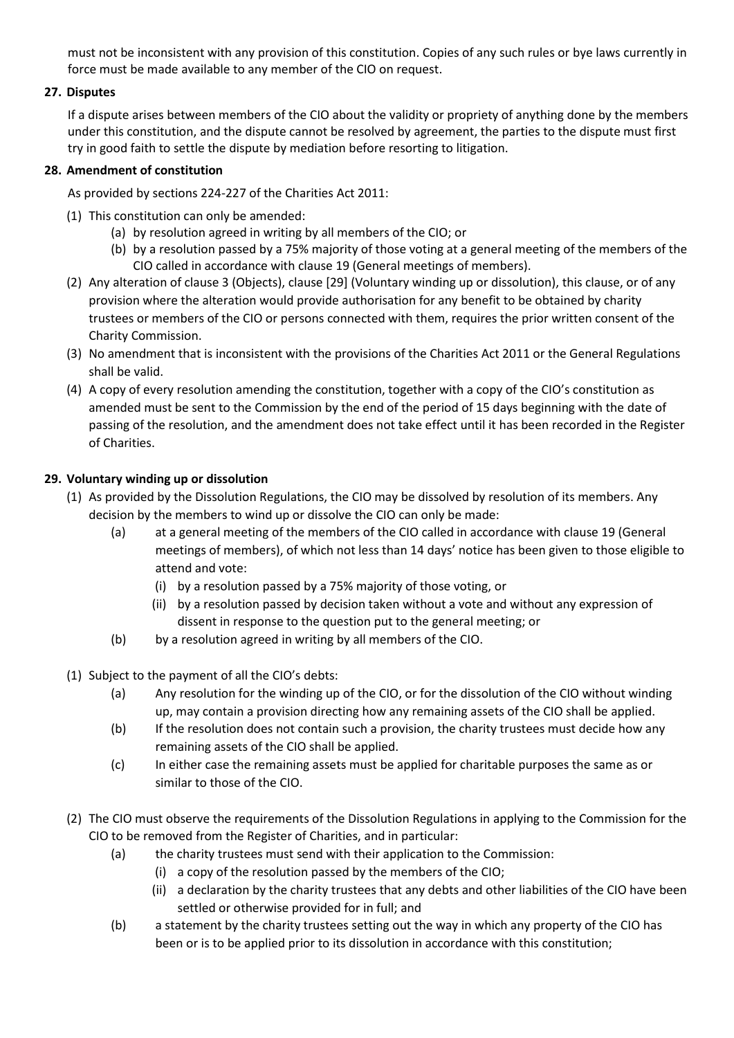must not be inconsistent with any provision of this constitution. Copies of any such rules or bye laws currently in force must be made available to any member of the CIO on request.

**27. Disputes**

If a dispute arises between members of the CIO about the validity or propriety of anything done by the members under this constitution, and the dispute cannot be resolved by agreement, the parties to the dispute must first try in good faith to settle the dispute by mediation before resorting to litigation.

**28. Amendment of constitution**

As provided by sections 224-227 of the Charities Act 2011:

(1) This constitution can only be amended:
   - (a) by resolution agreed in writing by all members of the CIO; or
   - (b) by a resolution passed by a 75% majority of those voting at a general meeting of the members of the CIO called in accordance with clause 19 (General meetings of members).

(2) Any alteration of clause 3 (Objects), clause [29] (Voluntary winding up or dissolution), this clause, or of any provision where the alteration would provide authorisation for any benefit to be obtained by charity trustees or members of the CIO or persons connected with them, requires the prior written consent of the Charity Commission.

(3) No amendment that is inconsistent with the provisions of the Charities Act 2011 or the General Regulations shall be valid.

(4) A copy of every resolution amending the constitution, together with a copy of the CIO's constitution as amended must be sent to the Commission by the end of the period of 15 days beginning with the date of passing of the resolution, and the amendment does not take effect until it has been recorded in the Register of Charities.

**29. Voluntary winding up or dissolution**

(1) As provided by the Dissolution Regulations, the CIO may be dissolved by resolution of its members. Any decision by the members to wind up or dissolve the CIO can only be made:
   - (a) at a general meeting of the members of the CIO called in accordance with clause 19 (General meetings of members), of which not less than 14 days' notice has been given to those eligible to attend and vote:
     - (i) by a resolution passed by a 75% majority of those voting, or
     - (ii) by a resolution passed by decision taken without a vote and without any expression of dissent in response to the question put to the general meeting; or
   - (b) by a resolution agreed in writing by all members of the CIO.

(1) Subject to the payment of all the CIO's debts:
   - (a) Any resolution for the winding up of the CIO, or for the dissolution of the CIO without winding up, may contain a provision directing how any remaining assets of the CIO shall be applied.
   - (b) If the resolution does not contain such a provision, the charity trustees must decide how any remaining assets of the CIO shall be applied.
   - (c) In either case the remaining assets must be applied for charitable purposes the same as or similar to those of the CIO.

(2) The CIO must observe the requirements of the Dissolution Regulations in applying to the Commission for the CIO to be removed from the Register of Charities, and in particular:
   - (a) the charity trustees must send with their application to the Commission:
     - (i) a copy of the resolution passed by the members of the CIO;
     - (ii) a declaration by the charity trustees that any debts and other liabilities of the CIO have been settled or otherwise provided for in full; and
   - (b) a statement by the charity trustees setting out the way in which any property of the CIO has been or is to be applied prior to its dissolution in accordance with this constitution;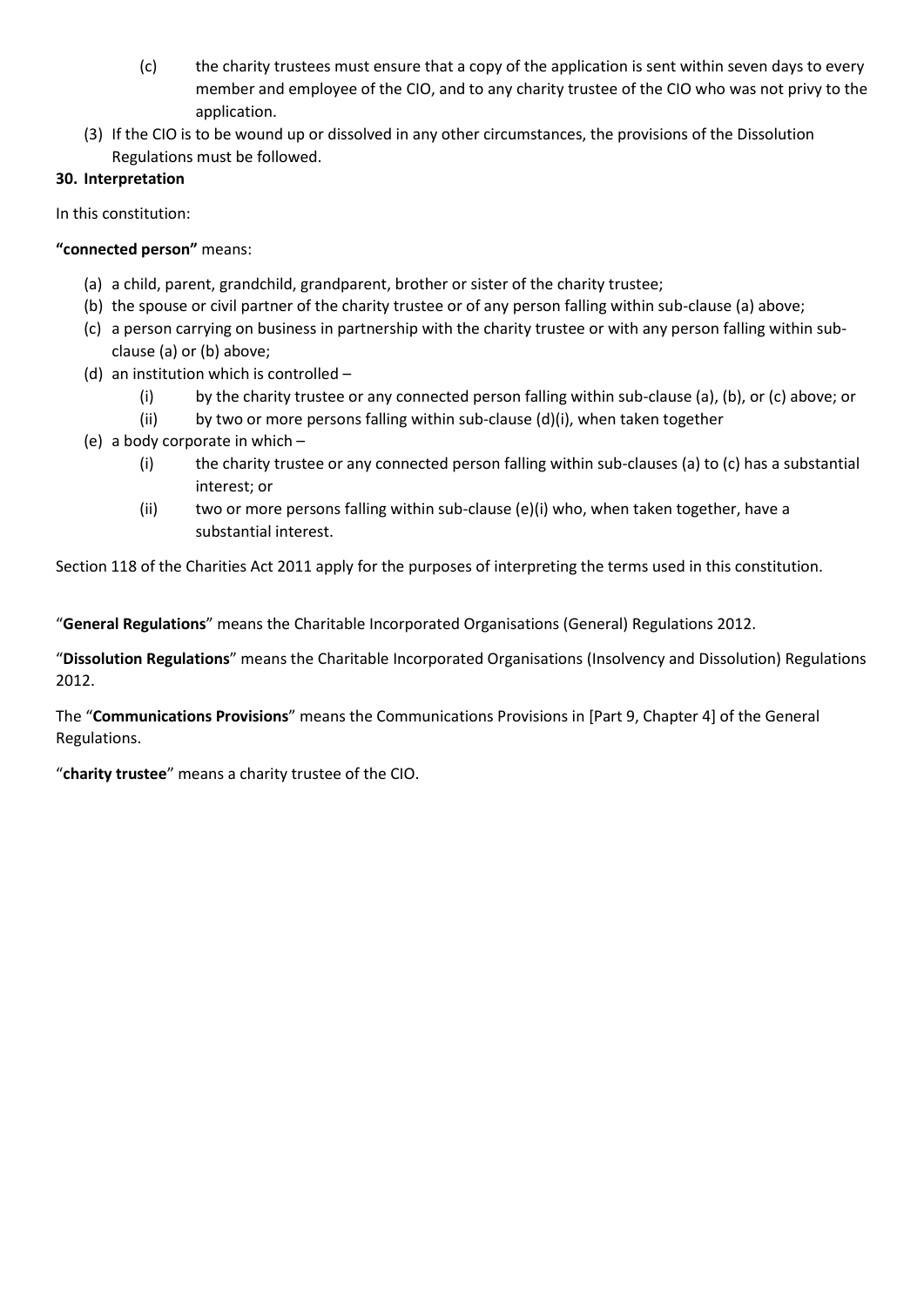(c) the charity trustees must ensure that a copy of the application is sent within seven days to every member and employee of the CIO, and to any charity trustee of the CIO who was not privy to the application.

(3) If the CIO is to be wound up or dissolved in any other circumstances, the provisions of the Dissolution Regulations must be followed.

**30. Interpretation**

In this constitution:

**"connected person"** means:

(a) a child, parent, grandchild, grandparent, brother or sister of the charity trustee;

(b) the spouse or civil partner of the charity trustee or of any person falling within sub-clause (a) above;

(c) a person carrying on business in partnership with the charity trustee or with any person falling within sub-clause (a) or (b) above;

(d) an institution which is controlled –

 (i) by the charity trustee or any connected person falling within sub-clause (a), (b), or (c) above; or

 (ii) by two or more persons falling within sub-clause (d)(i), when taken together

(e) a body corporate in which –

 (i) the charity trustee or any connected person falling within sub-clauses (a) to (c) has a substantial interest; or

 (ii) two or more persons falling within sub-clause (e)(i) who, when taken together, have a substantial interest.

Section 118 of the Charities Act 2011 apply for the purposes of interpreting the terms used in this constitution.

"**General Regulations**" means the Charitable Incorporated Organisations (General) Regulations 2012.

"**Dissolution Regulations**" means the Charitable Incorporated Organisations (Insolvency and Dissolution) Regulations 2012.

The "**Communications Provisions**" means the Communications Provisions in [Part 9, Chapter 4] of the General Regulations.

"**charity trustee**" means a charity trustee of the CIO.